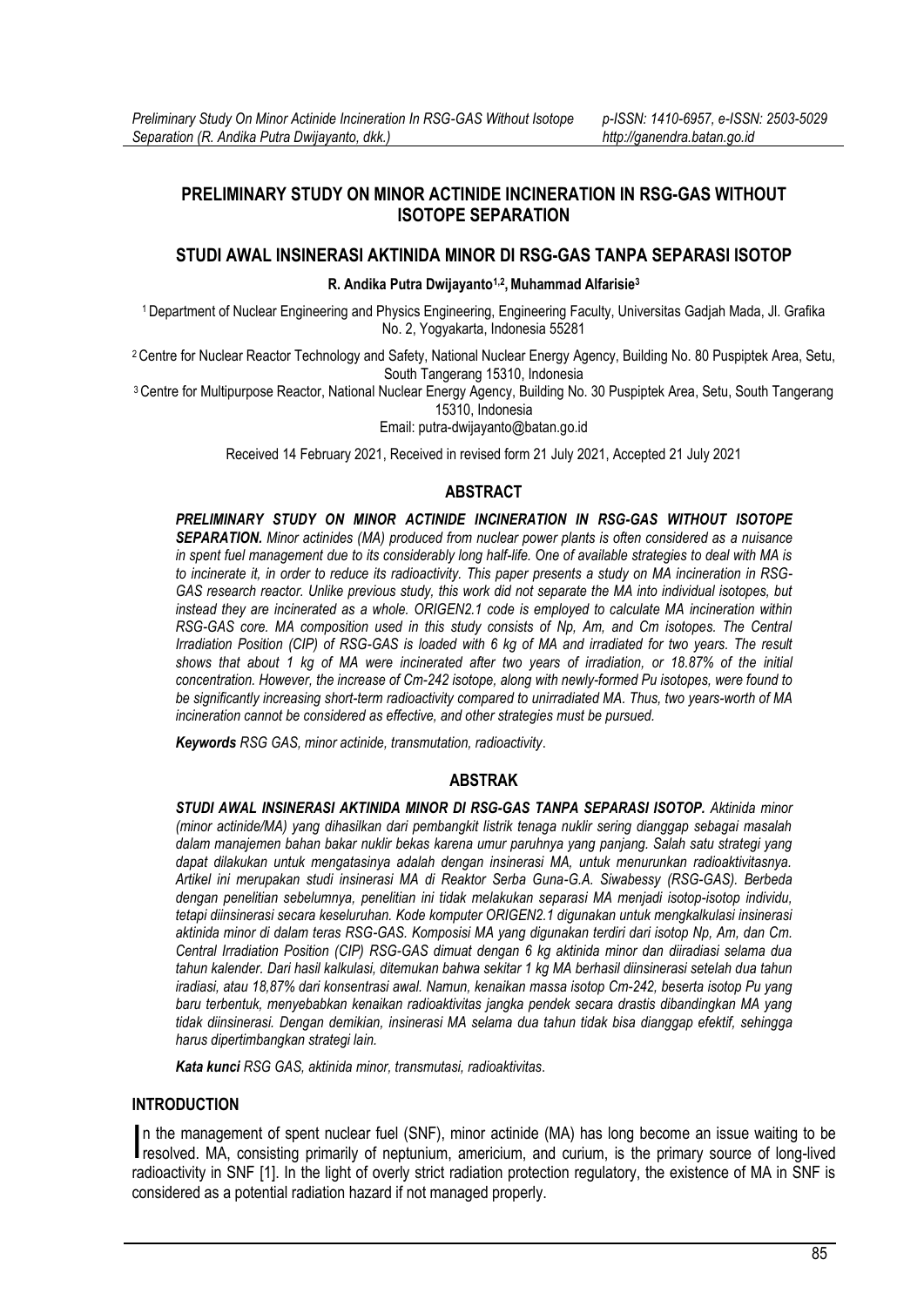# PRELIMINARY STUDY ON MINOR ACTINIDE INCINERATION IN RSG-GAS WITHOUT ISOTOPE SEPARATION

## STUDI AWAL INSINERASI AKTINIDA MINOR DI RSG-GAS TANPA SEPARASI ISOTOP

**R. Andika Putra Dwijayanto[1,2], Muhammad Alfarisie[3]**

[1] Department of Nuclear Engineering and Physics Engineering, Engineering Faculty, Universitas Gadjah Mada, Jl. Grafika No. 2, Yogyakarta, Indonesia 55281

[2] Centre for Nuclear Reactor Technology and Safety, National Nuclear Energy Agency, Building No. 80 Puspiptek Area, Setu, South Tangerang 15310, Indonesia

[3] Centre for Multipurpose Reactor, National Nuclear Energy Agency, Building No. 30 Puspiptek Area, Setu, South Tangerang 15310, Indonesia

Email: putra-dwijayanto@batan.go.id

Received 14 February 2021, Received in revised form 21 July 2021, Accepted 21 July 2021

## ABSTRACT

***PRELIMINARY STUDY ON MINOR ACTINIDE INCINERATION IN RSG-GAS WITHOUT ISOTOPE SEPARATION.*** *Minor actinides (MA) produced from nuclear power plants is often considered as a nuisance in spent fuel management due to its considerably long half-life. One of available strategies to deal with MA is to incinerate it, in order to reduce its radioactivity. This paper presents a study on MA incineration in RSG-GAS research reactor. Unlike previous study, this work did not separate the MA into individual isotopes, but instead they are incinerated as a whole. ORIGEN2.1 code is employed to calculate MA incineration within RSG-GAS core. MA composition used in this study consists of Np, Am, and Cm isotopes. The Central Irradiation Position (CIP) of RSG-GAS is loaded with 6 kg of MA and irradiated for two years. The result shows that about 1 kg of MA were incinerated after two years of irradiation, or 18.87% of the initial concentration. However, the increase of Cm-242 isotope, along with newly-formed Pu isotopes, were found to be significantly increasing short-term radioactivity compared to unirradiated MA. Thus, two years-worth of MA incineration cannot be considered as effective, and other strategies must be pursued.*

***Keywords*** *RSG GAS, minor actinide, transmutation, radioactivity*.

## ABSTRAK

***STUDI AWAL INSINERASI AKTINIDA MINOR DI RSG-GAS TANPA SEPARASI ISOTOP.*** *Aktinida minor (minor actinide/MA) yang dihasilkan dari pembangkit listrik tenaga nuklir sering dianggap sebagai masalah dalam manajemen bahan bakar nuklir bekas karena umur paruhnya yang panjang. Salah satu strategi yang dapat dilakukan untuk mengatasinya adalah dengan insinerasi MA, untuk menurunkan radioaktivitasnya. Artikel ini merupakan studi insinerasi MA di Reaktor Serba Guna-G.A. Siwabessy (RSG-GAS). Berbeda dengan penelitian sebelumnya, penelitian ini tidak melakukan separasi MA menjadi isotop-isotop individu, tetapi diinsinerasi secara keseluruhan. Kode komputer ORIGEN2.1 digunakan untuk mengkalkulasi insinerasi aktinida minor di dalam teras RSG-GAS. Komposisi MA yang digunakan terdiri dari isotop Np, Am, dan Cm. Central Irradiation Position (CIP) RSG-GAS dimuat dengan 6 kg aktinida minor dan diiradiasi selama dua tahun kalender. Dari hasil kalkulasi, ditemukan bahwa sekitar 1 kg MA berhasil diinsinerasi setelah dua tahun iradiasi, atau 18,87% dari konsentrasi awal. Namun, kenaikan massa isotop Cm-242, beserta isotop Pu yang baru terbentuk, menyebabkan kenaikan radioaktivitas jangka pendek secara drastis dibandingkan MA yang tidak diinsinerasi. Dengan demikian, insinerasi MA selama dua tahun tidak bisa dianggap efektif, sehingga harus dipertimbangkan strategi lain.*

***Kata kunci*** *RSG GAS, aktinida minor, transmutasi, radioaktivitas*.

## INTRODUCTION

In the management of spent nuclear fuel (SNF), minor actinide (MA) has long become an issue waiting to be resolved. MA, consisting primarily of neptunium, americium, and curium, is the primary source of long-lived radioactivity in SNF [1]. In the light of overly strict radiation protection regulatory, the existence of MA in SNF is considered as a potential radiation hazard if not managed properly.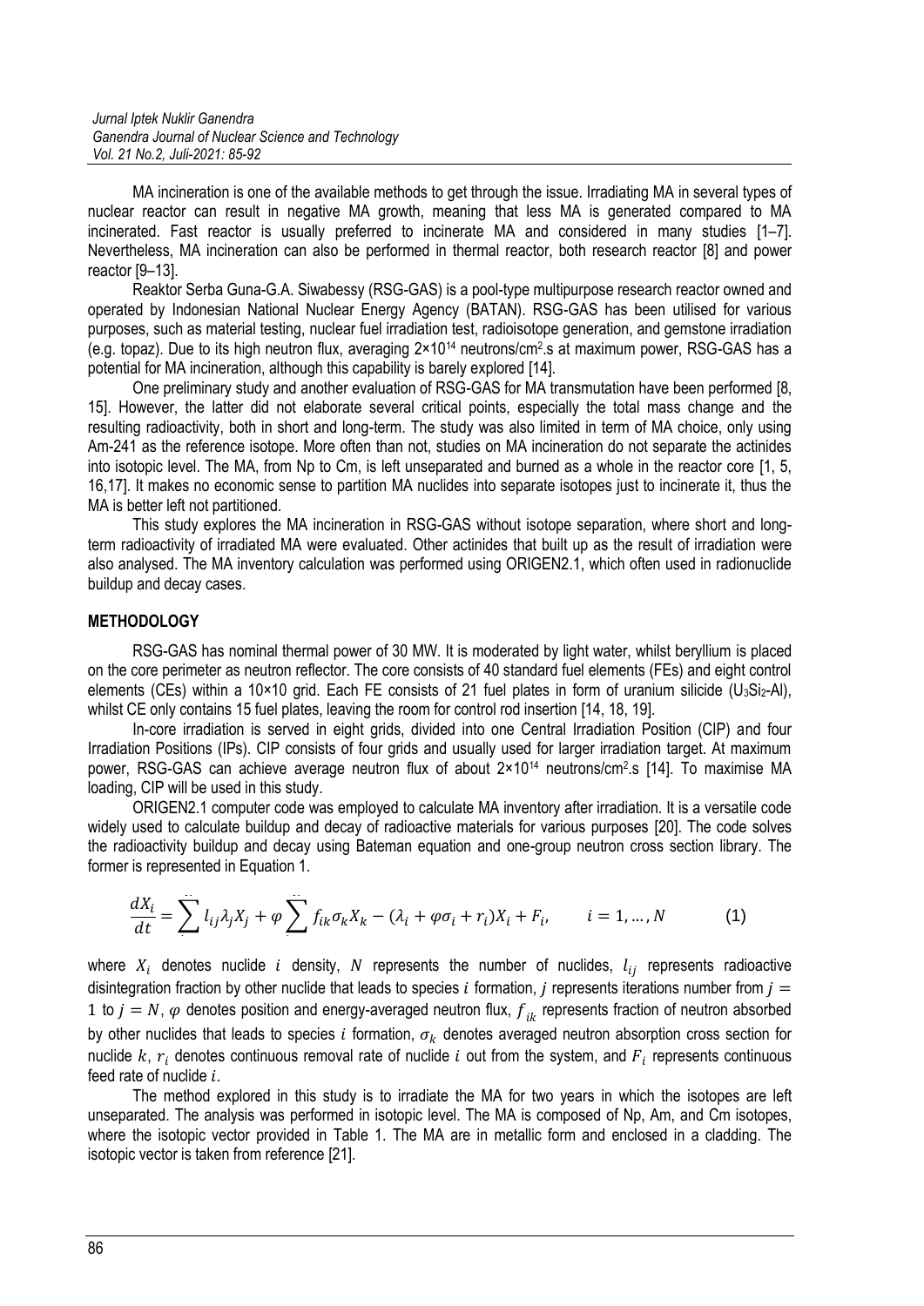MA incineration is one of the available methods to get through the issue. Irradiating MA in several types of nuclear reactor can result in negative MA growth, meaning that less MA is generated compared to MA incinerated. Fast reactor is usually preferred to incinerate MA and considered in many studies [1–7]. Nevertheless, MA incineration can also be performed in thermal reactor, both research reactor [8] and power reactor [9–13].

Reaktor Serba Guna-G.A. Siwabessy (RSG-GAS) is a pool-type multipurpose research reactor owned and operated by Indonesian National Nuclear Energy Agency (BATAN). RSG-GAS has been utilised for various purposes, such as material testing, nuclear fuel irradiation test, radioisotope generation, and gemstone irradiation (e.g. topaz). Due to its high neutron flux, averaging $2\times10^{14}$ neutrons/cm$^2$.s at maximum power, RSG-GAS has a potential for MA incineration, although this capability is barely explored [14].

One preliminary study and another evaluation of RSG-GAS for MA transmutation have been performed [8, 15]. However, the latter did not elaborate several critical points, especially the total mass change and the resulting radioactivity, both in short and long-term. The study was also limited in term of MA choice, only using Am-241 as the reference isotope. More often than not, studies on MA incineration do not separate the actinides into isotopic level. The MA, from Np to Cm, is left unseparated and burned as a whole in the reactor core [1, 5, 16,17]. It makes no economic sense to partition MA nuclides into separate isotopes just to incinerate it, thus the MA is better left not partitioned.

This study explores the MA incineration in RSG-GAS without isotope separation, where short and long-term radioactivity of irradiated MA were evaluated. Other actinides that built up as the result of irradiation were also analysed. The MA inventory calculation was performed using ORIGEN2.1, which often used in radionuclide buildup and decay cases.

## METHODOLOGY

RSG-GAS has nominal thermal power of 30 MW. It is moderated by light water, whilst beryllium is placed on the core perimeter as neutron reflector. The core consists of 40 standard fuel elements (FEs) and eight control elements (CEs) within a 10×10 grid. Each FE consists of 21 fuel plates in form of uranium silicide ($U_3Si_2$-Al), whilst CE only contains 15 fuel plates, leaving the room for control rod insertion [14, 18, 19].

In-core irradiation is served in eight grids, divided into one Central Irradiation Position (CIP) and four Irradiation Positions (IPs). CIP consists of four grids and usually used for larger irradiation target. At maximum power, RSG-GAS can achieve average neutron flux of about $2\times10^{14}$ neutrons/cm$^2$.s [14]. To maximise MA loading, CIP will be used in this study.

ORIGEN2.1 computer code was employed to calculate MA inventory after irradiation. It is a versatile code widely used to calculate buildup and decay of radioactive materials for various purposes [20]. The code solves the radioactivity buildup and decay using Bateman equation and one-group neutron cross section library. The former is represented in Equation 1.

$$\frac{dX_i}{dt} = \sum l_{ij}\lambda_j X_j + \varphi \sum f_{ik}\sigma_k X_k - (\lambda_i + \varphi\sigma_i + r_i)X_i + F_i, \qquad i = 1, \ldots, N \tag{1}$$

where $X_i$ denotes nuclide $i$ density, $N$ represents the number of nuclides, $l_{ij}$ represents radioactive disintegration fraction by other nuclide that leads to species $i$ formation, $j$ represents iterations number from $j = 1$ to $j = N$, $\varphi$ denotes position and energy-averaged neutron flux, $f_{ik}$ represents fraction of neutron absorbed by other nuclides that leads to species $i$ formation, $\sigma_k$ denotes averaged neutron absorption cross section for nuclide $k$, $r_i$ denotes continuous removal rate of nuclide $i$ out from the system, and $F_i$ represents continuous feed rate of nuclide $i$.

The method explored in this study is to irradiate the MA for two years in which the isotopes are left unseparated. The analysis was performed in isotopic level. The MA is composed of Np, Am, and Cm isotopes, where the isotopic vector provided in Table 1. The MA are in metallic form and enclosed in a cladding. The isotopic vector is taken from reference [21].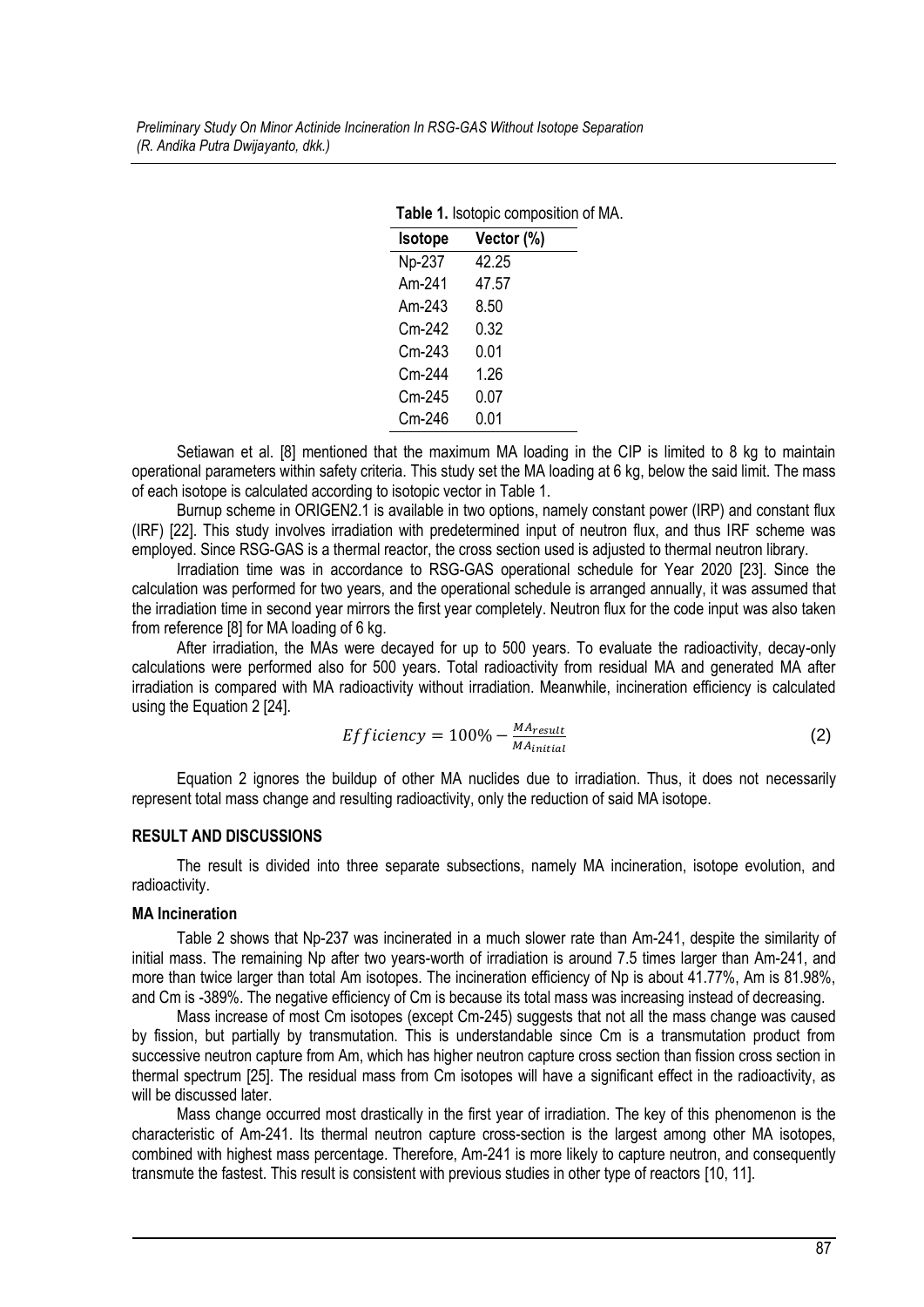**Table 1.** Isotopic composition of MA.

| Isotope | Vector (%) |
|---|---|
| Np-237 | 42.25 |
| Am-241 | 47.57 |
| Am-243 | 8.50 |
| Cm-242 | 0.32 |
| Cm-243 | 0.01 |
| Cm-244 | 1.26 |
| Cm-245 | 0.07 |
| Cm-246 | 0.01 |

Setiawan et al. [8] mentioned that the maximum MA loading in the CIP is limited to 8 kg to maintain operational parameters within safety criteria. This study set the MA loading at 6 kg, below the said limit. The mass of each isotope is calculated according to isotopic vector in Table 1.

Burnup scheme in ORIGEN2.1 is available in two options, namely constant power (IRP) and constant flux (IRF) [22]. This study involves irradiation with predetermined input of neutron flux, and thus IRF scheme was employed. Since RSG-GAS is a thermal reactor, the cross section used is adjusted to thermal neutron library.

Irradiation time was in accordance to RSG-GAS operational schedule for Year 2020 [23]. Since the calculation was performed for two years, and the operational schedule is arranged annually, it was assumed that the irradiation time in second year mirrors the first year completely. Neutron flux for the code input was also taken from reference [8] for MA loading of 6 kg.

After irradiation, the MAs were decayed for up to 500 years. To evaluate the radioactivity, decay-only calculations were performed also for 500 years. Total radioactivity from residual MA and generated MA after irradiation is compared with MA radioactivity without irradiation. Meanwhile, incineration efficiency is calculated using the Equation 2 [24].

$$Efficiency = 100\% - \frac{MA_{result}}{MA_{initial}} \tag{2}$$

Equation 2 ignores the buildup of other MA nuclides due to irradiation. Thus, it does not necessarily represent total mass change and resulting radioactivity, only the reduction of said MA isotope.

## RESULT AND DISCUSSIONS

The result is divided into three separate subsections, namely MA incineration, isotope evolution, and radioactivity.

### MA Incineration

Table 2 shows that Np-237 was incinerated in a much slower rate than Am-241, despite the similarity of initial mass. The remaining Np after two years-worth of irradiation is around 7.5 times larger than Am-241, and more than twice larger than total Am isotopes. The incineration efficiency of Np is about 41.77%, Am is 81.98%, and Cm is -389%. The negative efficiency of Cm is because its total mass was increasing instead of decreasing.

Mass increase of most Cm isotopes (except Cm-245) suggests that not all the mass change was caused by fission, but partially by transmutation. This is understandable since Cm is a transmutation product from successive neutron capture from Am, which has higher neutron capture cross section than fission cross section in thermal spectrum [25]. The residual mass from Cm isotopes will have a significant effect in the radioactivity, as will be discussed later.

Mass change occurred most drastically in the first year of irradiation. The key of this phenomenon is the characteristic of Am-241. Its thermal neutron capture cross-section is the largest among other MA isotopes, combined with highest mass percentage. Therefore, Am-241 is more likely to capture neutron, and consequently transmute the fastest. This result is consistent with previous studies in other type of reactors [10, 11].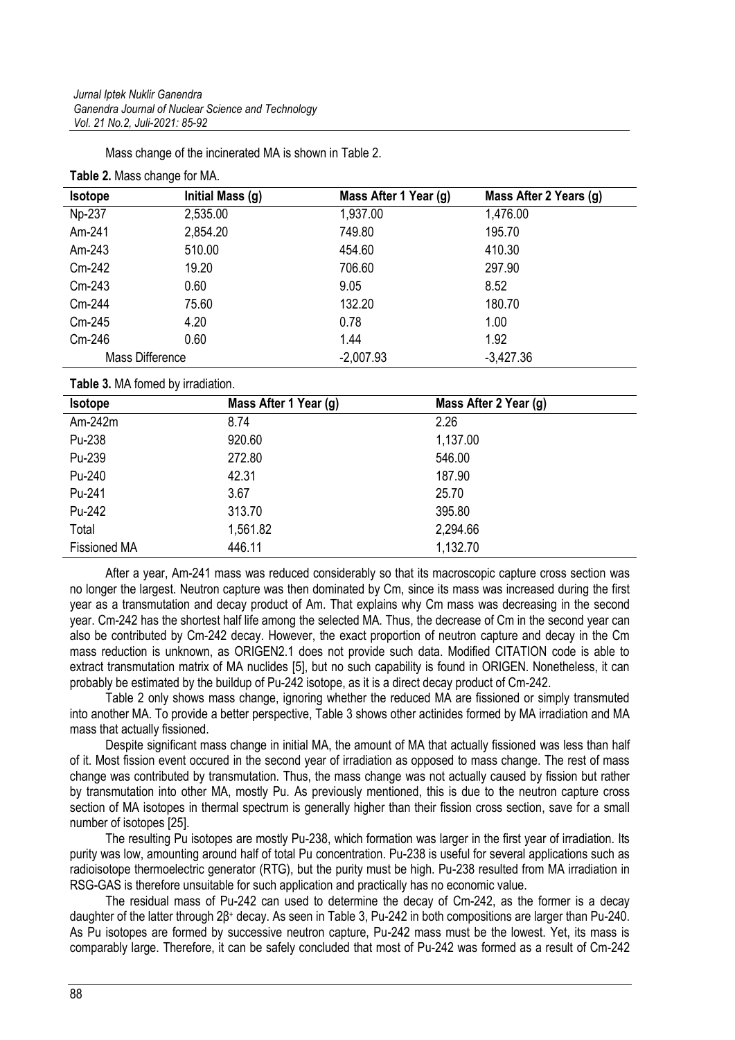Mass change of the incinerated MA is shown in Table 2.

**Table 2.** Mass change for MA.

| Isotope | Initial Mass (g) | Mass After 1 Year (g) | Mass After 2 Years (g) |
|---|---|---|---|
| Np-237 | 2,535.00 | 1,937.00 | 1,476.00 |
| Am-241 | 2,854.20 | 749.80 | 195.70 |
| Am-243 | 510.00 | 454.60 | 410.30 |
| Cm-242 | 19.20 | 706.60 | 297.90 |
| Cm-243 | 0.60 | 9.05 | 8.52 |
| Cm-244 | 75.60 | 132.20 | 180.70 |
| Cm-245 | 4.20 | 0.78 | 1.00 |
| Cm-246 | 0.60 | 1.44 | 1.92 |
| Mass Difference | | -2,007.93 | -3,427.36 |

**Table 3.** MA fomed by irradiation.

| Isotope | Mass After 1 Year (g) | Mass After 2 Year (g) |
|---|---|---|
| Am-242m | 8.74 | 2.26 |
| Pu-238 | 920.60 | 1,137.00 |
| Pu-239 | 272.80 | 546.00 |
| Pu-240 | 42.31 | 187.90 |
| Pu-241 | 3.67 | 25.70 |
| Pu-242 | 313.70 | 395.80 |
| Total | 1,561.82 | 2,294.66 |
| Fissioned MA | 446.11 | 1,132.70 |

After a year, Am-241 mass was reduced considerably so that its macroscopic capture cross section was no longer the largest. Neutron capture was then dominated by Cm, since its mass was increased during the first year as a transmutation and decay product of Am. That explains why Cm mass was decreasing in the second year. Cm-242 has the shortest half life among the selected MA. Thus, the decrease of Cm in the second year can also be contributed by Cm-242 decay. However, the exact proportion of neutron capture and decay in the Cm mass reduction is unknown, as ORIGEN2.1 does not provide such data. Modified CITATION code is able to extract transmutation matrix of MA nuclides [5], but no such capability is found in ORIGEN. Nonetheless, it can probably be estimated by the buildup of Pu-242 isotope, as it is a direct decay product of Cm-242.

Table 2 only shows mass change, ignoring whether the reduced MA are fissioned or simply transmuted into another MA. To provide a better perspective, Table 3 shows other actinides formed by MA irradiation and MA mass that actually fissioned.

Despite significant mass change in initial MA, the amount of MA that actually fissioned was less than half of it. Most fission event occured in the second year of irradiation as opposed to mass change. The rest of mass change was contributed by transmutation. Thus, the mass change was not actually caused by fission but rather by transmutation into other MA, mostly Pu. As previously mentioned, this is due to the neutron capture cross section of MA isotopes in thermal spectrum is generally higher than their fission cross section, save for a small number of isotopes [25].

The resulting Pu isotopes are mostly Pu-238, which formation was larger in the first year of irradiation. Its purity was low, amounting around half of total Pu concentration. Pu-238 is useful for several applications such as radioisotope thermoelectric generator (RTG), but the purity must be high. Pu-238 resulted from MA irradiation in RSG-GAS is therefore unsuitable for such application and practically has no economic value.

The residual mass of Pu-242 can used to determine the decay of Cm-242, as the former is a decay daughter of the latter through $2\beta^{+}$ decay. As seen in Table 3, Pu-242 in both compositions are larger than Pu-240. As Pu isotopes are formed by successive neutron capture, Pu-242 mass must be the lowest. Yet, its mass is comparably large. Therefore, it can be safely concluded that most of Pu-242 was formed as a result of Cm-242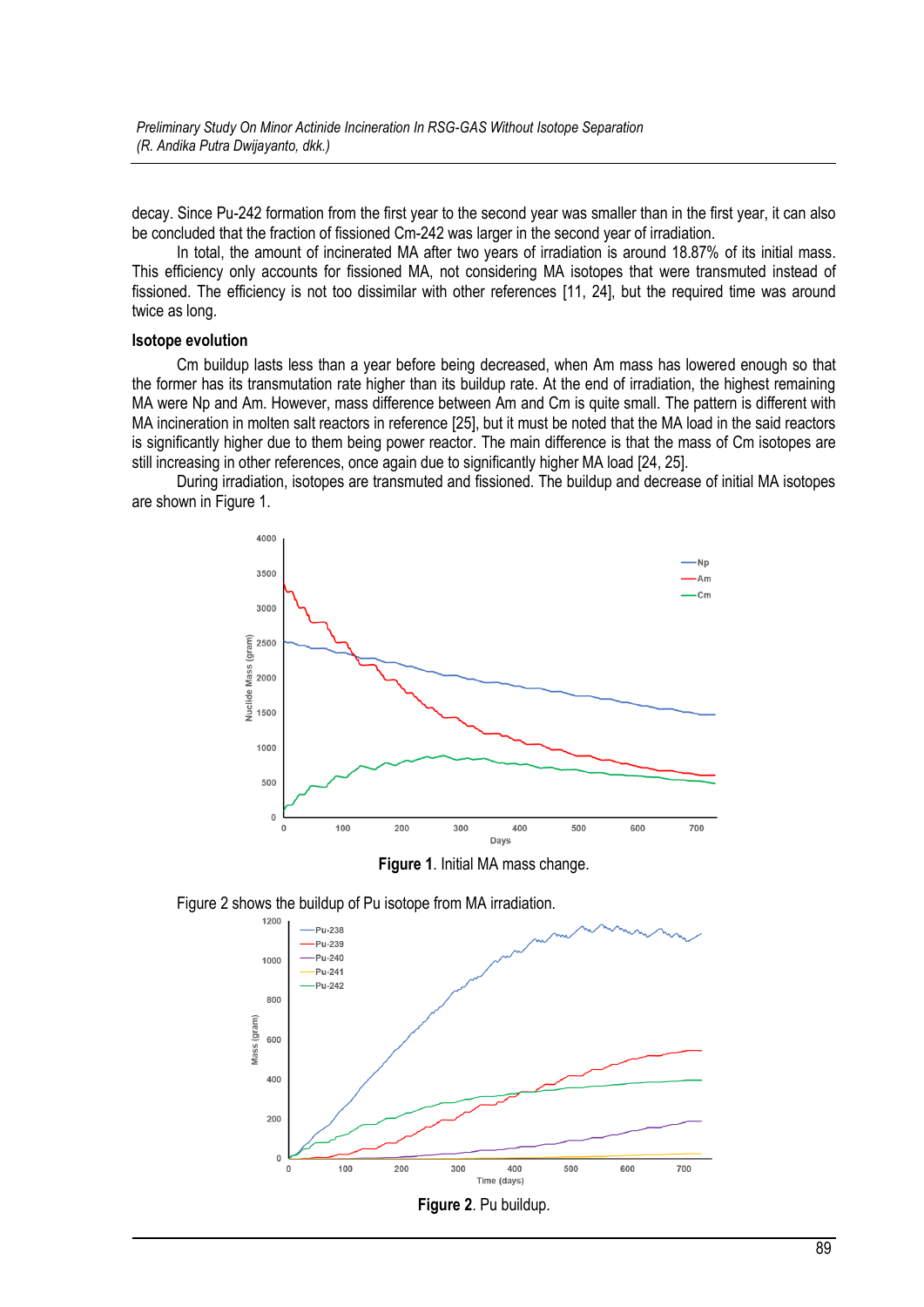decay. Since Pu-242 formation from the first year to the second year was smaller than in the first year, it can also be concluded that the fraction of fissioned Cm-242 was larger in the second year of irradiation.

In total, the amount of incinerated MA after two years of irradiation is around 18.87% of its initial mass. This efficiency only accounts for fissioned MA, not considering MA isotopes that were transmuted instead of fissioned. The efficiency is not too dissimilar with other references [11, 24], but the required time was around twice as long.

**Isotope evolution**

Cm buildup lasts less than a year before being decreased, when Am mass has lowered enough so that the former has its transmutation rate higher than its buildup rate. At the end of irradiation, the highest remaining MA were Np and Am. However, mass difference between Am and Cm is quite small. The pattern is different with MA incineration in molten salt reactors in reference [25], but it must be noted that the MA load in the said reactors is significantly higher due to them being power reactor. The main difference is that the mass of Cm isotopes are still increasing in other references, once again due to significantly higher MA load [24, 25].

During irradiation, isotopes are transmuted and fissioned. The buildup and decrease of initial MA isotopes are shown in Figure 1.

**Figure 1**. Initial MA mass change.

Figure 2 shows the buildup of Pu isotope from MA irradiation.

**Figure 2**. Pu buildup.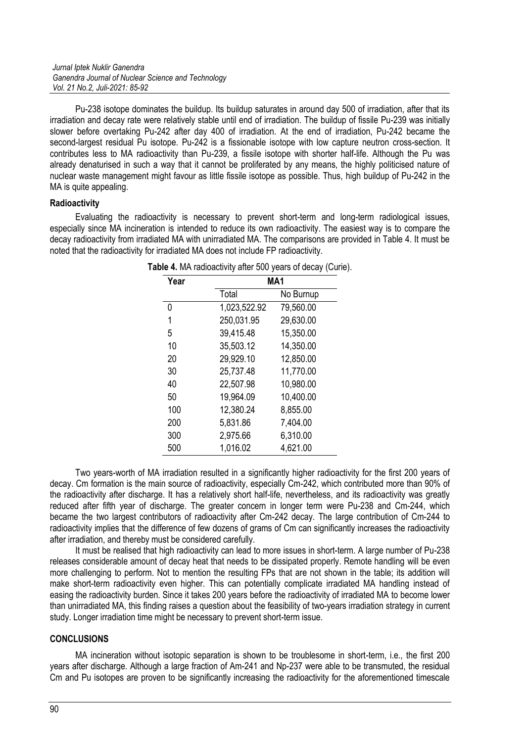Pu-238 isotope dominates the buildup. Its buildup saturates in around day 500 of irradiation, after that its irradiation and decay rate were relatively stable until end of irradiation. The buildup of fissile Pu-239 was initially slower before overtaking Pu-242 after day 400 of irradiation. At the end of irradiation, Pu-242 became the second-largest residual Pu isotope. Pu-242 is a fissionable isotope with low capture neutron cross-section. It contributes less to MA radioactivity than Pu-239, a fissile isotope with shorter half-life. Although the Pu was already denaturised in such a way that it cannot be proliferated by any means, the highly politicised nature of nuclear waste management might favour as little fissile isotope as possible. Thus, high buildup of Pu-242 in the MA is quite appealing.

**Radioactivity**

Evaluating the radioactivity is necessary to prevent short-term and long-term radiological issues, especially since MA incineration is intended to reduce its own radioactivity. The easiest way is to compare the decay radioactivity from irradiated MA with unirradiated MA. The comparisons are provided in Table 4. It must be noted that the radioactivity for irradiated MA does not include FP radioactivity.

**Table 4.** MA radioactivity after 500 years of decay (Curie).

| Year | MA1 | |
|---|---|---|
| | Total | No Burnup |
| 0 | 1,023,522.92 | 79,560.00 |
| 1 | 250,031.95 | 29,630.00 |
| 5 | 39,415.48 | 15,350.00 |
| 10 | 35,503.12 | 14,350.00 |
| 20 | 29,929.10 | 12,850.00 |
| 30 | 25,737.48 | 11,770.00 |
| 40 | 22,507.98 | 10,980.00 |
| 50 | 19,964.09 | 10,400.00 |
| 100 | 12,380.24 | 8,855.00 |
| 200 | 5,831.86 | 7,404.00 |
| 300 | 2,975.66 | 6,310.00 |
| 500 | 1,016.02 | 4,621.00 |

Two years-worth of MA irradiation resulted in a significantly higher radioactivity for the first 200 years of decay. Cm formation is the main source of radioactivity, especially Cm-242, which contributed more than 90% of the radioactivity after discharge. It has a relatively short half-life, nevertheless, and its radioactivity was greatly reduced after fifth year of discharge. The greater concern in longer term were Pu-238 and Cm-244, which became the two largest contributors of radioactivity after Cm-242 decay. The large contribution of Cm-244 to radioactivity implies that the difference of few dozens of grams of Cm can significantly increases the radioactivity after irradiation, and thereby must be considered carefully.

It must be realised that high radioactivity can lead to more issues in short-term. A large number of Pu-238 releases considerable amount of decay heat that needs to be dissipated properly. Remote handling will be even more challenging to perform. Not to mention the resulting FPs that are not shown in the table; its addition will make short-term radioactivity even higher. This can potentially complicate irradiated MA handling instead of easing the radioactivity burden. Since it takes 200 years before the radioactivity of irradiated MA to become lower than unirradiated MA, this finding raises a question about the feasibility of two-years irradiation strategy in current study. Longer irradiation time might be necessary to prevent short-term issue.

## CONCLUSIONS

MA incineration without isotopic separation is shown to be troublesome in short-term, i.e., the first 200 years after discharge. Although a large fraction of Am-241 and Np-237 were able to be transmuted, the residual Cm and Pu isotopes are proven to be significantly increasing the radioactivity for the aforementioned timescale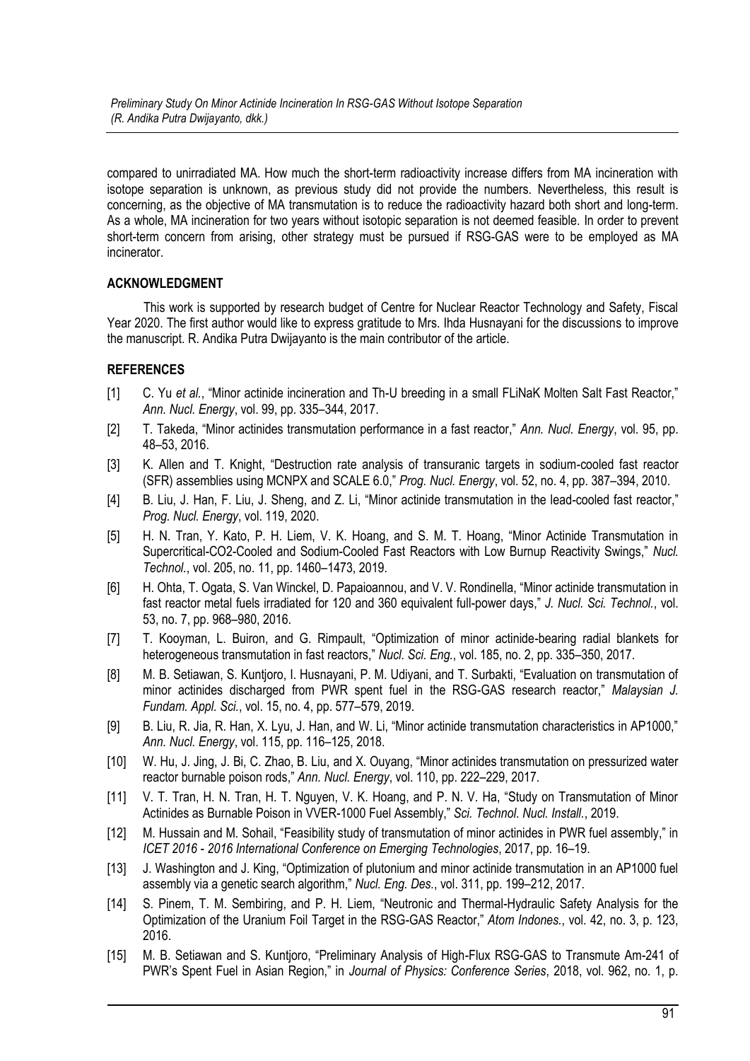compared to unirradiated MA. How much the short-term radioactivity increase differs from MA incineration with isotope separation is unknown, as previous study did not provide the numbers. Nevertheless, this result is concerning, as the objective of MA transmutation is to reduce the radioactivity hazard both short and long-term. As a whole, MA incineration for two years without isotopic separation is not deemed feasible. In order to prevent short-term concern from arising, other strategy must be pursued if RSG-GAS were to be employed as MA incinerator.

## ACKNOWLEDGMENT

This work is supported by research budget of Centre for Nuclear Reactor Technology and Safety, Fiscal Year 2020. The first author would like to express gratitude to Mrs. Ihda Husnayani for the discussions to improve the manuscript. R. Andika Putra Dwijayanto is the main contributor of the article.

## REFERENCES

[1] C. Yu *et al.*, "Minor actinide incineration and Th-U breeding in a small FLiNaK Molten Salt Fast Reactor," *Ann. Nucl. Energy*, vol. 99, pp. 335–344, 2017.

[2] T. Takeda, "Minor actinides transmutation performance in a fast reactor," *Ann. Nucl. Energy*, vol. 95, pp. 48–53, 2016.

[3] K. Allen and T. Knight, "Destruction rate analysis of transuranic targets in sodium-cooled fast reactor (SFR) assemblies using MCNPX and SCALE 6.0," *Prog. Nucl. Energy*, vol. 52, no. 4, pp. 387–394, 2010.

[4] B. Liu, J. Han, F. Liu, J. Sheng, and Z. Li, "Minor actinide transmutation in the lead-cooled fast reactor," *Prog. Nucl. Energy*, vol. 119, 2020.

[5] H. N. Tran, Y. Kato, P. H. Liem, V. K. Hoang, and S. M. T. Hoang, "Minor Actinide Transmutation in Supercritical-CO2-Cooled and Sodium-Cooled Fast Reactors with Low Burnup Reactivity Swings," *Nucl. Technol.*, vol. 205, no. 11, pp. 1460–1473, 2019.

[6] H. Ohta, T. Ogata, S. Van Winckel, D. Papaioannou, and V. V. Rondinella, "Minor actinide transmutation in fast reactor metal fuels irradiated for 120 and 360 equivalent full-power days," *J. Nucl. Sci. Technol.*, vol. 53, no. 7, pp. 968–980, 2016.

[7] T. Kooyman, L. Buiron, and G. Rimpault, "Optimization of minor actinide-bearing radial blankets for heterogeneous transmutation in fast reactors," *Nucl. Sci. Eng.*, vol. 185, no. 2, pp. 335–350, 2017.

[8] M. B. Setiawan, S. Kuntjoro, I. Husnayani, P. M. Udiyani, and T. Surbakti, "Evaluation on transmutation of minor actinides discharged from PWR spent fuel in the RSG-GAS research reactor," *Malaysian J. Fundam. Appl. Sci.*, vol. 15, no. 4, pp. 577–579, 2019.

[9] B. Liu, R. Jia, R. Han, X. Lyu, J. Han, and W. Li, "Minor actinide transmutation characteristics in AP1000," *Ann. Nucl. Energy*, vol. 115, pp. 116–125, 2018.

[10] W. Hu, J. Jing, J. Bi, C. Zhao, B. Liu, and X. Ouyang, "Minor actinides transmutation on pressurized water reactor burnable poison rods," *Ann. Nucl. Energy*, vol. 110, pp. 222–229, 2017.

[11] V. T. Tran, H. N. Tran, H. T. Nguyen, V. K. Hoang, and P. N. V. Ha, "Study on Transmutation of Minor Actinides as Burnable Poison in VVER-1000 Fuel Assembly," *Sci. Technol. Nucl. Install.*, 2019.

[12] M. Hussain and M. Sohail, "Feasibility study of transmutation of minor actinides in PWR fuel assembly," in *ICET 2016 - 2016 International Conference on Emerging Technologies*, 2017, pp. 16–19.

[13] J. Washington and J. King, "Optimization of plutonium and minor actinide transmutation in an AP1000 fuel assembly via a genetic search algorithm," *Nucl. Eng. Des.*, vol. 311, pp. 199–212, 2017.

[14] S. Pinem, T. M. Sembiring, and P. H. Liem, "Neutronic and Thermal-Hydraulic Safety Analysis for the Optimization of the Uranium Foil Target in the RSG-GAS Reactor," *Atom Indones.*, vol. 42, no. 3, p. 123, 2016.

[15] M. B. Setiawan and S. Kuntjoro, "Preliminary Analysis of High-Flux RSG-GAS to Transmute Am-241 of PWR's Spent Fuel in Asian Region," in *Journal of Physics: Conference Series*, 2018, vol. 962, no. 1, p.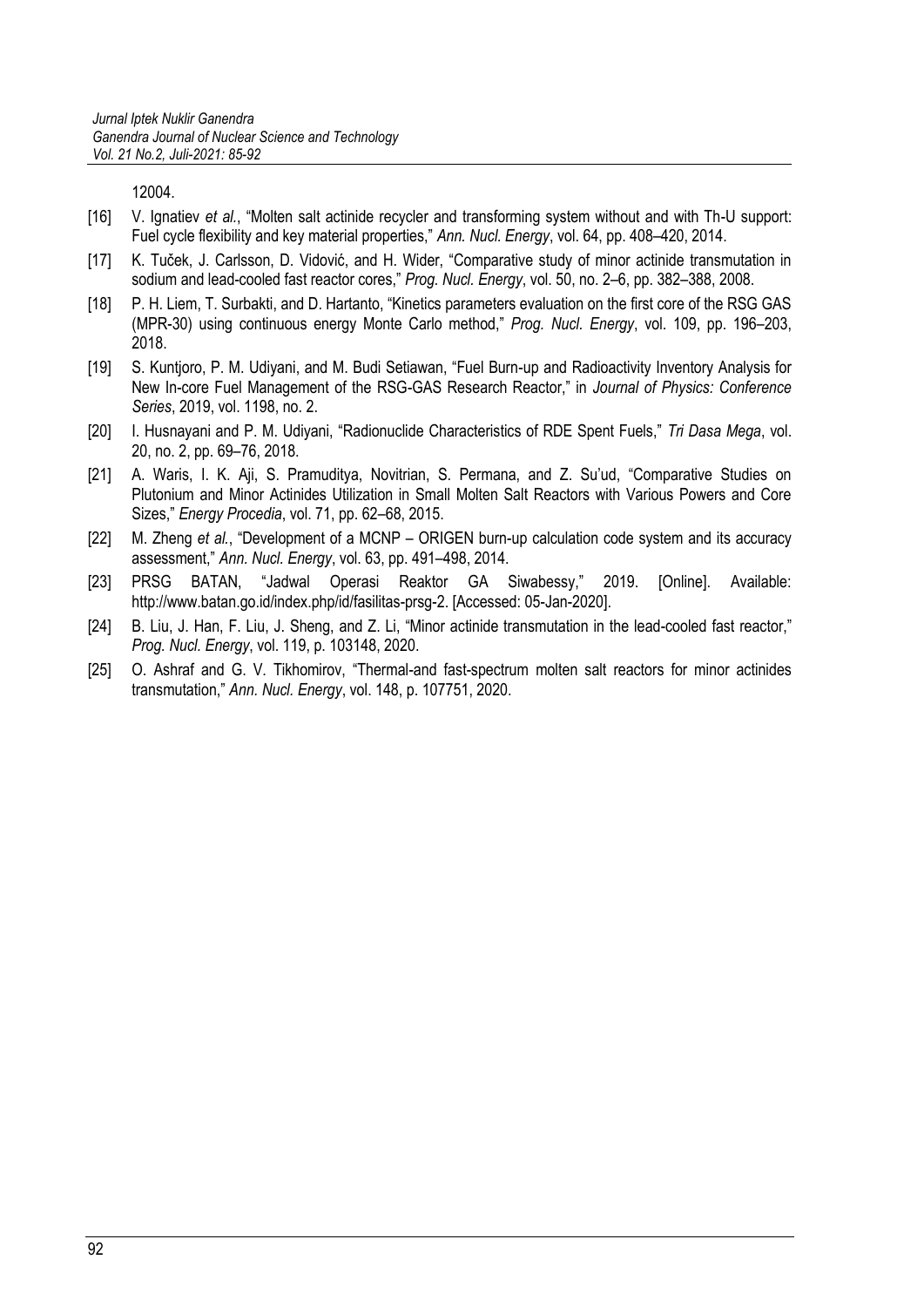12004.

[16] V. Ignatiev *et al.*, "Molten salt actinide recycler and transforming system without and with Th-U support: Fuel cycle flexibility and key material properties," *Ann. Nucl. Energy*, vol. 64, pp. 408–420, 2014.

[17] K. Tuček, J. Carlsson, D. Vidović, and H. Wider, "Comparative study of minor actinide transmutation in sodium and lead-cooled fast reactor cores," *Prog. Nucl. Energy*, vol. 50, no. 2–6, pp. 382–388, 2008.

[18] P. H. Liem, T. Surbakti, and D. Hartanto, "Kinetics parameters evaluation on the first core of the RSG GAS (MPR-30) using continuous energy Monte Carlo method," *Prog. Nucl. Energy*, vol. 109, pp. 196–203, 2018.

[19] S. Kuntjoro, P. M. Udiyani, and M. Budi Setiawan, "Fuel Burn-up and Radioactivity Inventory Analysis for New In-core Fuel Management of the RSG-GAS Research Reactor," in *Journal of Physics: Conference Series*, 2019, vol. 1198, no. 2.

[20] I. Husnayani and P. M. Udiyani, "Radionuclide Characteristics of RDE Spent Fuels," *Tri Dasa Mega*, vol. 20, no. 2, pp. 69–76, 2018.

[21] A. Waris, I. K. Aji, S. Pramuditya, Novitrian, S. Permana, and Z. Su'ud, "Comparative Studies on Plutonium and Minor Actinides Utilization in Small Molten Salt Reactors with Various Powers and Core Sizes," *Energy Procedia*, vol. 71, pp. 62–68, 2015.

[22] M. Zheng *et al.*, "Development of a MCNP – ORIGEN burn-up calculation code system and its accuracy assessment," *Ann. Nucl. Energy*, vol. 63, pp. 491–498, 2014.

[23] PRSG BATAN, "Jadwal Operasi Reaktor GA Siwabessy," 2019. [Online]. Available: http://www.batan.go.id/index.php/id/fasilitas-prsg-2. [Accessed: 05-Jan-2020].

[24] B. Liu, J. Han, F. Liu, J. Sheng, and Z. Li, "Minor actinide transmutation in the lead-cooled fast reactor," *Prog. Nucl. Energy*, vol. 119, p. 103148, 2020.

[25] O. Ashraf and G. V. Tikhomirov, "Thermal-and fast-spectrum molten salt reactors for minor actinides transmutation," *Ann. Nucl. Energy*, vol. 148, p. 107751, 2020.